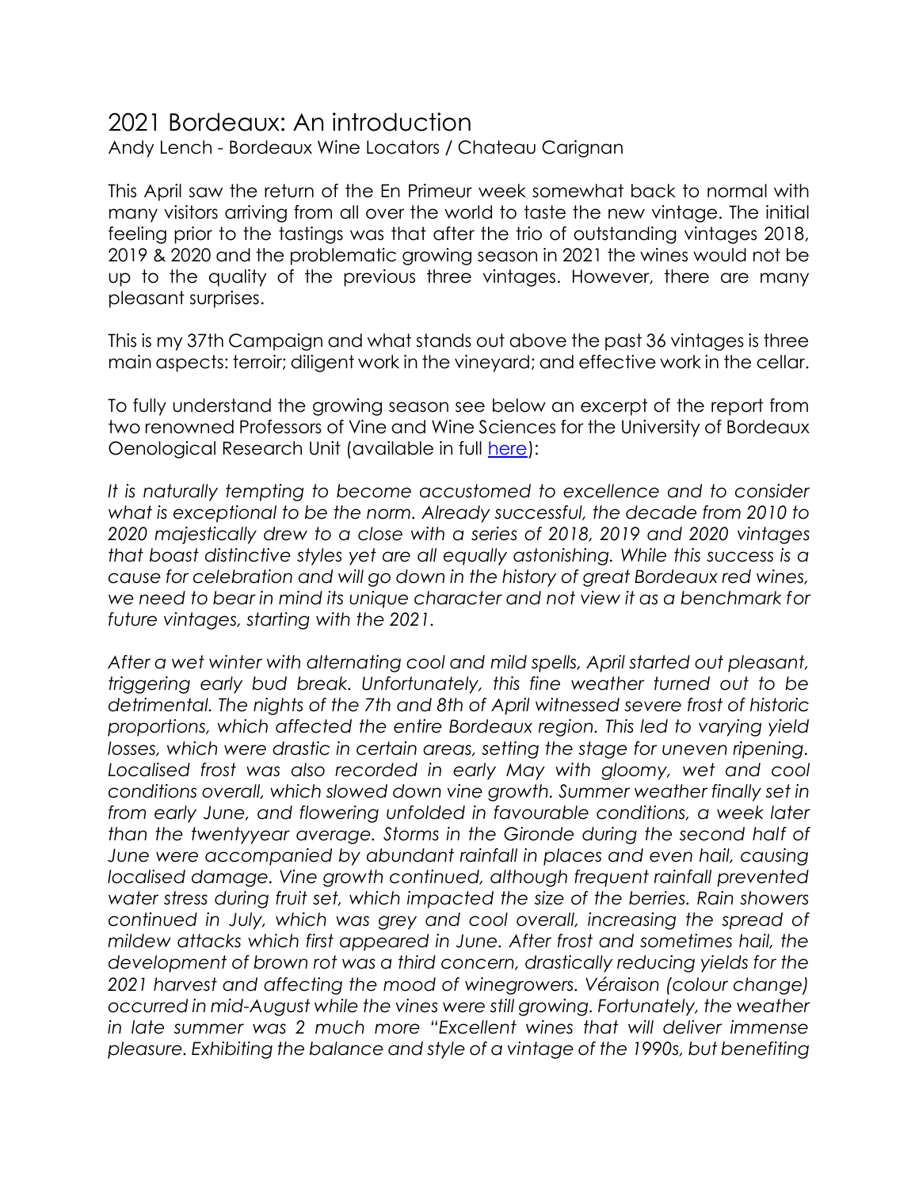# 2021 Bordeaux: An introduction

Andy Lench - Bordeaux Wine Locators / Chateau Carignan

This April saw the return of the En Primeur week somewhat back to normal with many visitors arriving from all over the world to taste the new vintage. The initial feeling prior to the tastings was that after the trio of outstanding vintages 2018, 2019 & 2020 and the problematic growing season in 2021 the wines would not be up to the quality of the previous three vintages. However, there are many pleasant surprises.

This is my 37th Campaign and what stands out above the past 36 vintages is three main aspects: terroir; diligent work in the vineyard; and effective work in the cellar.

To fully understand the growing season see below an excerpt of the report from two renowned Professors of Vine and Wine Sciences for the University of Bordeaux Oenological Research Unit (available in full [here]):

*It is naturally tempting to become accustomed to excellence and to consider what is exceptional to be the norm. Already successful, the decade from 2010 to 2020 majestically drew to a close with a series of 2018, 2019 and 2020 vintages that boast distinctive styles yet are all equally astonishing. While this success is a cause for celebration and will go down in the history of great Bordeaux red wines, we need to bear in mind its unique character and not view it as a benchmark for future vintages, starting with the 2021.*

*After a wet winter with alternating cool and mild spells, April started out pleasant, triggering early bud break. Unfortunately, this fine weather turned out to be detrimental. The nights of the 7th and 8th of April witnessed severe frost of historic proportions, which affected the entire Bordeaux region. This led to varying yield losses, which were drastic in certain areas, setting the stage for uneven ripening. Localised frost was also recorded in early May with gloomy, wet and cool conditions overall, which slowed down vine growth. Summer weather finally set in from early June, and flowering unfolded in favourable conditions, a week later than the twentyyear average. Storms in the Gironde during the second half of June were accompanied by abundant rainfall in places and even hail, causing localised damage. Vine growth continued, although frequent rainfall prevented water stress during fruit set, which impacted the size of the berries. Rain showers continued in July, which was grey and cool overall, increasing the spread of mildew attacks which first appeared in June. After frost and sometimes hail, the development of brown rot was a third concern, drastically reducing yields for the 2021 harvest and affecting the mood of winegrowers. Véraison (colour change) occurred in mid-August while the vines were still growing. Fortunately, the weather in late summer was 2 much more "Excellent wines that will deliver immense pleasure. Exhibiting the balance and style of a vintage of the 1990s, but benefiting*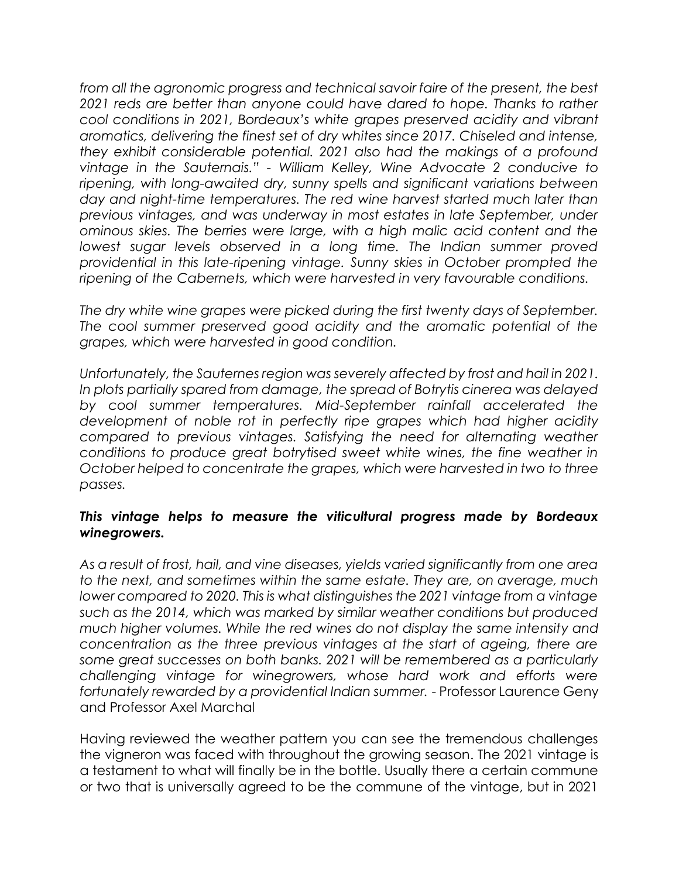*from all the agronomic progress and technical savoir faire of the present, the best 2021 reds are better than anyone could have dared to hope. Thanks to rather cool conditions in 2021, Bordeaux's white grapes preserved acidity and vibrant aromatics, delivering the finest set of dry whites since 2017. Chiseled and intense, they exhibit considerable potential. 2021 also had the makings of a profound vintage in the Sauternais." - William Kelley, Wine Advocate 2 conducive to ripening, with long-awaited dry, sunny spells and significant variations between day and night-time temperatures. The red wine harvest started much later than previous vintages, and was underway in most estates in late September, under ominous skies. The berries were large, with a high malic acid content and the lowest sugar levels observed in a long time. The Indian summer proved providential in this late-ripening vintage. Sunny skies in October prompted the ripening of the Cabernets, which were harvested in very favourable conditions.*

*The dry white wine grapes were picked during the first twenty days of September. The cool summer preserved good acidity and the aromatic potential of the grapes, which were harvested in good condition.*

*Unfortunately, the Sauternes region was severely affected by frost and hail in 2021. In plots partially spared from damage, the spread of Botrytis cinerea was delayed by cool summer temperatures. Mid-September rainfall accelerated the development of noble rot in perfectly ripe grapes which had higher acidity compared to previous vintages. Satisfying the need for alternating weather conditions to produce great botrytised sweet white wines, the fine weather in October helped to concentrate the grapes, which were harvested in two to three passes.*

***This vintage helps to measure the viticultural progress made by Bordeaux winegrowers.***

*As a result of frost, hail, and vine diseases, yields varied significantly from one area to the next, and sometimes within the same estate. They are, on average, much lower compared to 2020. This is what distinguishes the 2021 vintage from a vintage such as the 2014, which was marked by similar weather conditions but produced much higher volumes. While the red wines do not display the same intensity and concentration as the three previous vintages at the start of ageing, there are some great successes on both banks. 2021 will be remembered as a particularly challenging vintage for winegrowers, whose hard work and efforts were fortunately rewarded by a providential Indian summer.* - Professor Laurence Geny and Professor Axel Marchal

Having reviewed the weather pattern you can see the tremendous challenges the vigneron was faced with throughout the growing season. The 2021 vintage is a testament to what will finally be in the bottle. Usually there a certain commune or two that is universally agreed to be the commune of the vintage, but in 2021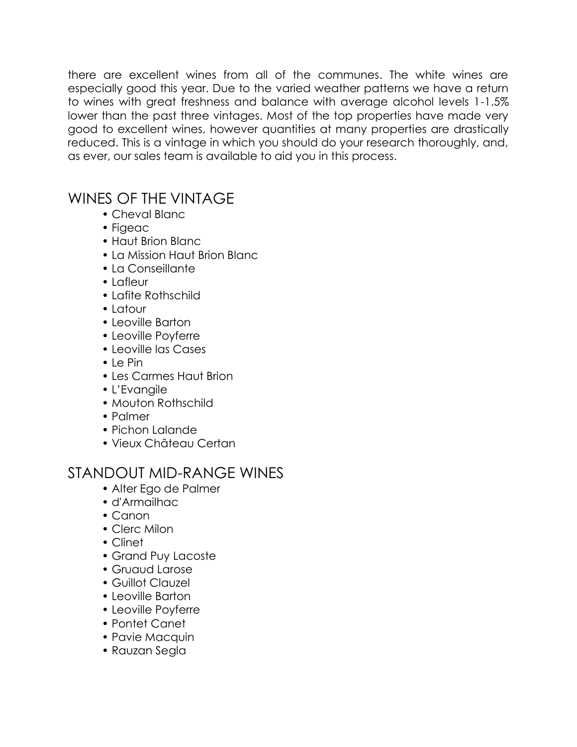there are excellent wines from all of the communes. The white wines are especially good this year. Due to the varied weather patterns we have a return to wines with great freshness and balance with average alcohol levels 1-1.5% lower than the past three vintages. Most of the top properties have made very good to excellent wines, however quantities at many properties are drastically reduced. This is a vintage in which you should do your research thoroughly, and, as ever, our sales team is available to aid you in this process.

## WINES OF THE VINTAGE

- Cheval Blanc
- Figeac
- Haut Brion Blanc
- La Mission Haut Brion Blanc
- La Conseillante
- Lafleur
- Lafite Rothschild
- Latour
- Leoville Barton
- Leoville Poyferre
- Leoville las Cases
- Le Pin
- Les Carmes Haut Brion
- L'Evangile
- Mouton Rothschild
- Palmer
- Pichon Lalande
- Vieux Château Certan

## STANDOUT MID-RANGE WINES

- Alter Ego de Palmer
- d'Armailhac
- Canon
- Clerc Milon
- Clinet
- Grand Puy Lacoste
- Gruaud Larose
- Guillot Clauzel
- Leoville Barton
- Leoville Poyferre
- Pontet Canet
- Pavie Macquin
- Rauzan Segla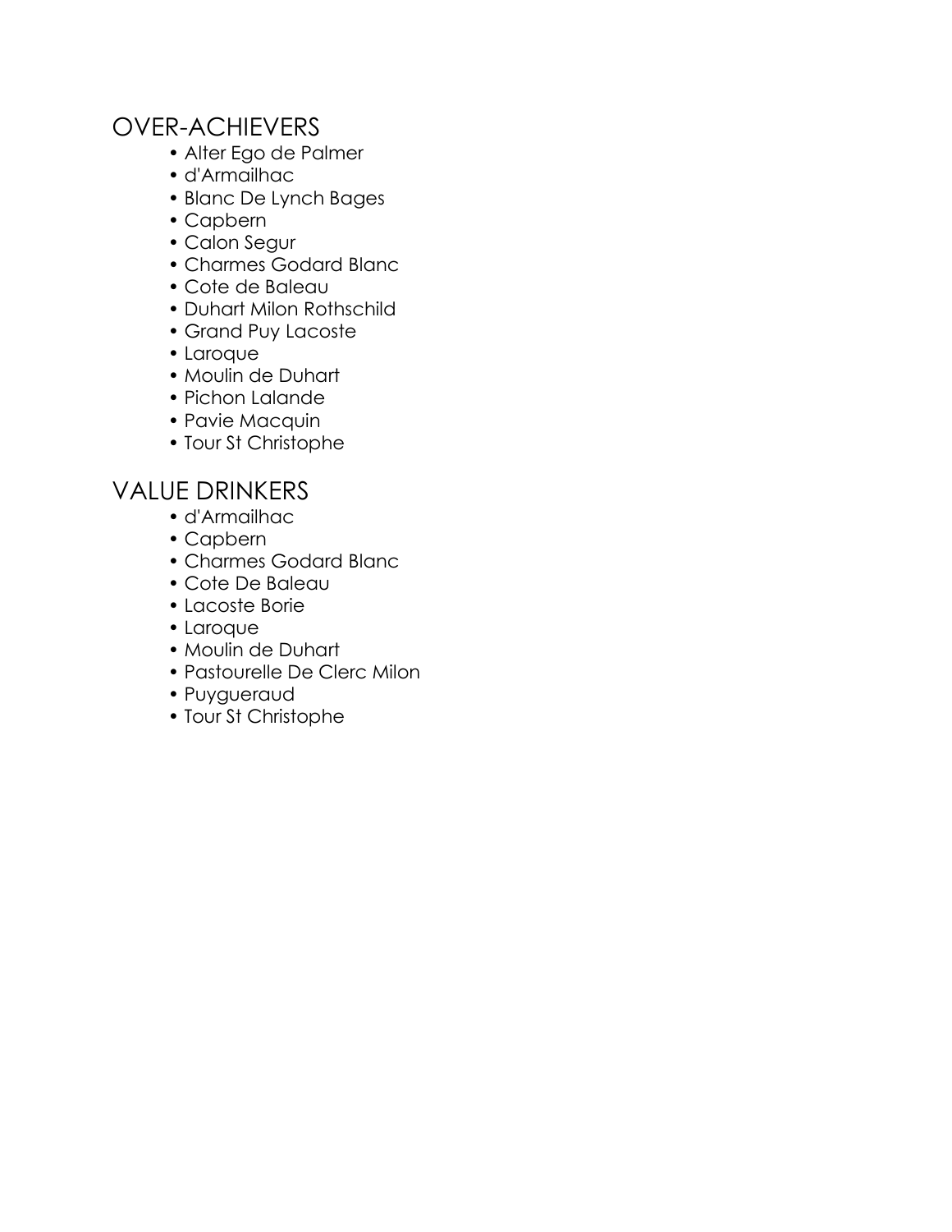## OVER-ACHIEVERS

- Alter Ego de Palmer
- d'Armailhac
- Blanc De Lynch Bages
- Capbern
- Calon Segur
- Charmes Godard Blanc
- Cote de Baleau
- Duhart Milon Rothschild
- Grand Puy Lacoste
- Laroque
- Moulin de Duhart
- Pichon Lalande
- Pavie Macquin
- Tour St Christophe

## VALUE DRINKERS

- d'Armailhac
- Capbern
- Charmes Godard Blanc
- Cote De Baleau
- Lacoste Borie
- Laroque
- Moulin de Duhart
- Pastourelle De Clerc Milon
- Puygueraud
- Tour St Christophe